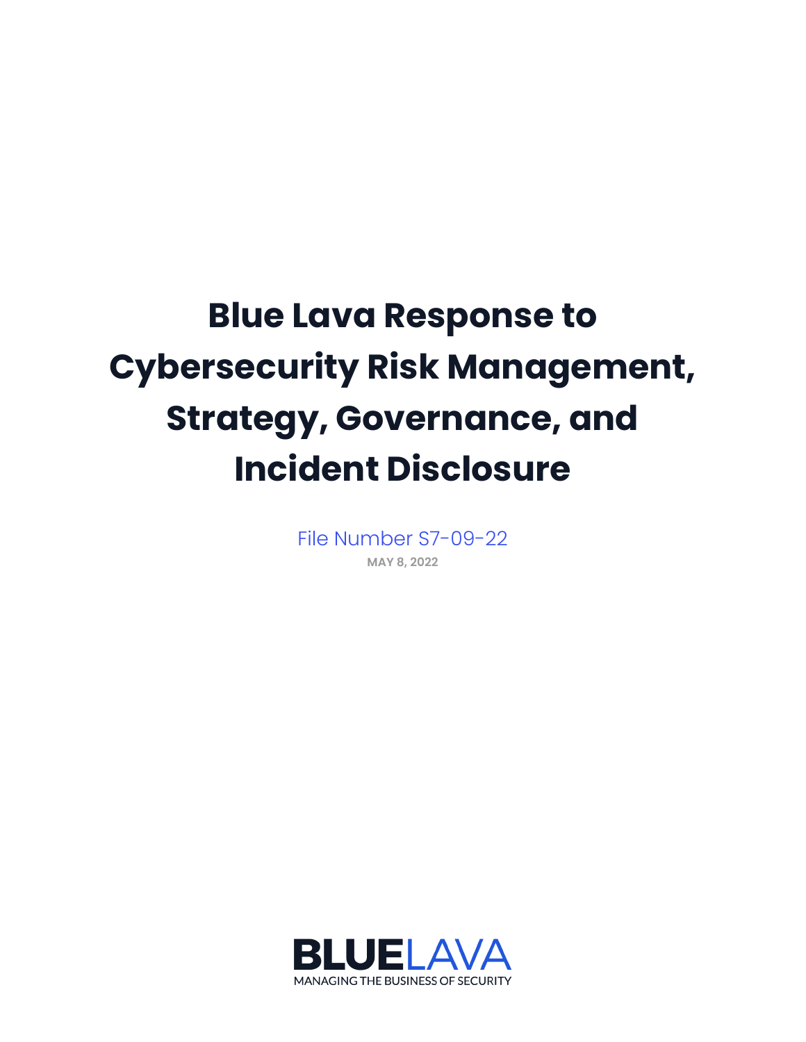# Blue Lava Response to Cybersecurity Risk Management, Strategy, Governance, and Incident Disclosure

File Number S7-09-22

MAY 8, 2022

BLUELAVA

MANAGING THE BUSINESS OF SECURITY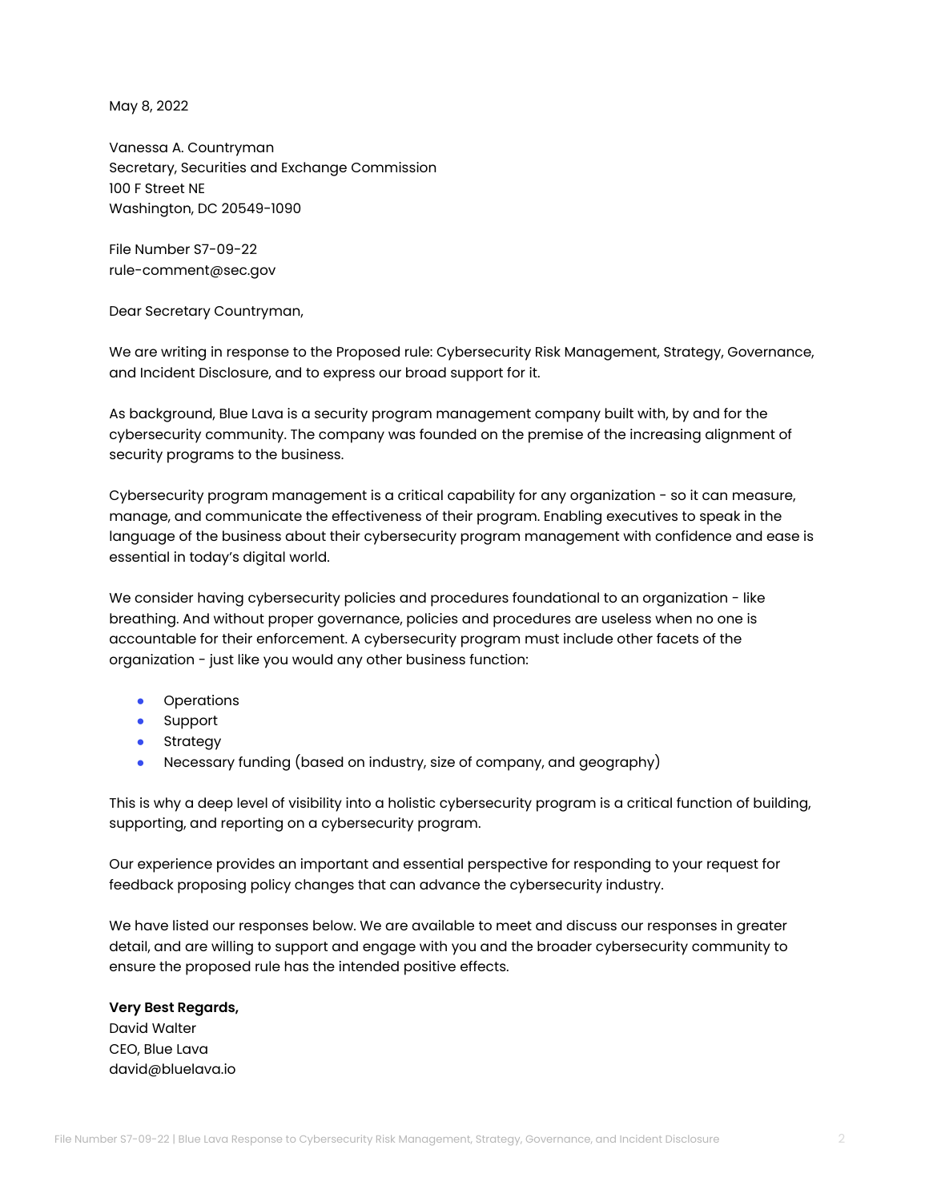May 8, 2022

Vanessa A. Countryman
Secretary, Securities and Exchange Commission
100 F Street NE
Washington, DC 20549-1090

File Number S7-09-22
rule-comment@sec.gov

Dear Secretary Countryman,

We are writing in response to the Proposed rule: Cybersecurity Risk Management, Strategy, Governance, and Incident Disclosure, and to express our broad support for it.

As background, Blue Lava is a security program management company built with, by and for the cybersecurity community. The company was founded on the premise of the increasing alignment of security programs to the business.

Cybersecurity program management is a critical capability for any organization - so it can measure, manage, and communicate the effectiveness of their program. Enabling executives to speak in the language of the business about their cybersecurity program management with confidence and ease is essential in today's digital world.

We consider having cybersecurity policies and procedures foundational to an organization - like breathing. And without proper governance, policies and procedures are useless when no one is accountable for their enforcement. A cybersecurity program must include other facets of the organization - just like you would any other business function:

- Operations
- Support
- Strategy
- Necessary funding (based on industry, size of company, and geography)

This is why a deep level of visibility into a holistic cybersecurity program is a critical function of building, supporting, and reporting on a cybersecurity program.

Our experience provides an important and essential perspective for responding to your request for feedback proposing policy changes that can advance the cybersecurity industry.

We have listed our responses below. We are available to meet and discuss our responses in greater detail, and are willing to support and engage with you and the broader cybersecurity community to ensure the proposed rule has the intended positive effects.

**Very Best Regards,**
David Walter
CEO, Blue Lava
david@bluelava.io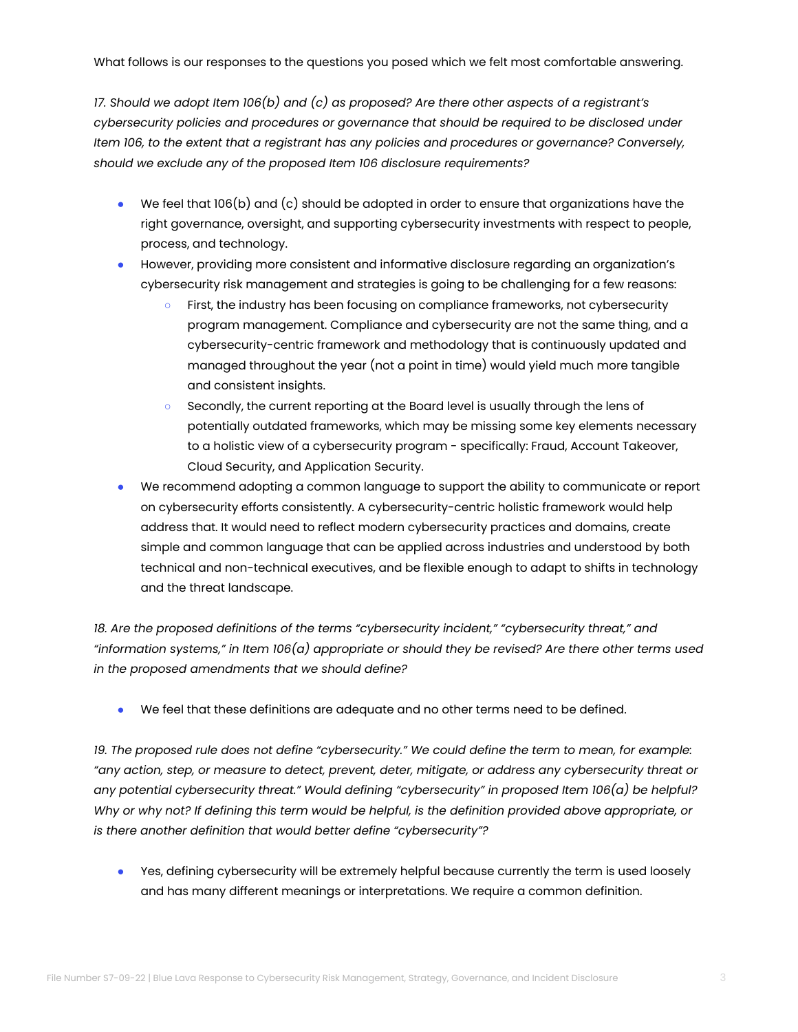What follows is our responses to the questions you posed which we felt most comfortable answering.

*17. Should we adopt Item 106(b) and (c) as proposed? Are there other aspects of a registrant's cybersecurity policies and procedures or governance that should be required to be disclosed under Item 106, to the extent that a registrant has any policies and procedures or governance? Conversely, should we exclude any of the proposed Item 106 disclosure requirements?*

- We feel that 106(b) and (c) should be adopted in order to ensure that organizations have the right governance, oversight, and supporting cybersecurity investments with respect to people, process, and technology.
- However, providing more consistent and informative disclosure regarding an organization's cybersecurity risk management and strategies is going to be challenging for a few reasons:
  - First, the industry has been focusing on compliance frameworks, not cybersecurity program management. Compliance and cybersecurity are not the same thing, and a cybersecurity-centric framework and methodology that is continuously updated and managed throughout the year (not a point in time) would yield much more tangible and consistent insights.
  - Secondly, the current reporting at the Board level is usually through the lens of potentially outdated frameworks, which may be missing some key elements necessary to a holistic view of a cybersecurity program - specifically: Fraud, Account Takeover, Cloud Security, and Application Security.
- We recommend adopting a common language to support the ability to communicate or report on cybersecurity efforts consistently. A cybersecurity-centric holistic framework would help address that. It would need to reflect modern cybersecurity practices and domains, create simple and common language that can be applied across industries and understood by both technical and non-technical executives, and be flexible enough to adapt to shifts in technology and the threat landscape.

*18. Are the proposed definitions of the terms "cybersecurity incident," "cybersecurity threat," and "information systems," in Item 106(a) appropriate or should they be revised? Are there other terms used in the proposed amendments that we should define?*

- We feel that these definitions are adequate and no other terms need to be defined.

*19. The proposed rule does not define "cybersecurity." We could define the term to mean, for example: "any action, step, or measure to detect, prevent, deter, mitigate, or address any cybersecurity threat or any potential cybersecurity threat." Would defining "cybersecurity" in proposed Item 106(a) be helpful? Why or why not? If defining this term would be helpful, is the definition provided above appropriate, or is there another definition that would better define "cybersecurity"?*

- Yes, defining cybersecurity will be extremely helpful because currently the term is used loosely and has many different meanings or interpretations. We require a common definition.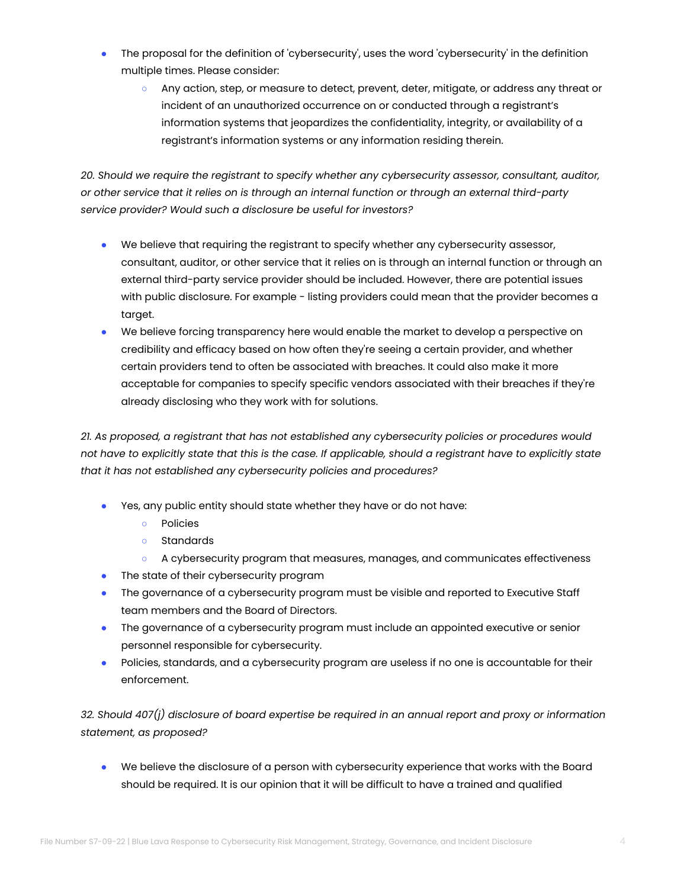- The proposal for the definition of 'cybersecurity', uses the word 'cybersecurity' in the definition multiple times. Please consider:
    - Any action, step, or measure to detect, prevent, deter, mitigate, or address any threat or incident of an unauthorized occurrence on or conducted through a registrant's information systems that jeopardizes the confidentiality, integrity, or availability of a registrant's information systems or any information residing therein.

*20. Should we require the registrant to specify whether any cybersecurity assessor, consultant, auditor, or other service that it relies on is through an internal function or through an external third-party service provider? Would such a disclosure be useful for investors?*

- We believe that requiring the registrant to specify whether any cybersecurity assessor, consultant, auditor, or other service that it relies on is through an internal function or through an external third-party service provider should be included. However, there are potential issues with public disclosure. For example - listing providers could mean that the provider becomes a target.
- We believe forcing transparency here would enable the market to develop a perspective on credibility and efficacy based on how often they're seeing a certain provider, and whether certain providers tend to often be associated with breaches. It could also make it more acceptable for companies to specify specific vendors associated with their breaches if they're already disclosing who they work with for solutions.

*21. As proposed, a registrant that has not established any cybersecurity policies or procedures would not have to explicitly state that this is the case. If applicable, should a registrant have to explicitly state that it has not established any cybersecurity policies and procedures?*

- Yes, any public entity should state whether they have or do not have:
    - Policies
    - Standards
    - A cybersecurity program that measures, manages, and communicates effectiveness
- The state of their cybersecurity program
- The governance of a cybersecurity program must be visible and reported to Executive Staff team members and the Board of Directors.
- The governance of a cybersecurity program must include an appointed executive or senior personnel responsible for cybersecurity.
- Policies, standards, and a cybersecurity program are useless if no one is accountable for their enforcement.

*32. Should 407(j) disclosure of board expertise be required in an annual report and proxy or information statement, as proposed?*

- We believe the disclosure of a person with cybersecurity experience that works with the Board should be required. It is our opinion that it will be difficult to have a trained and qualified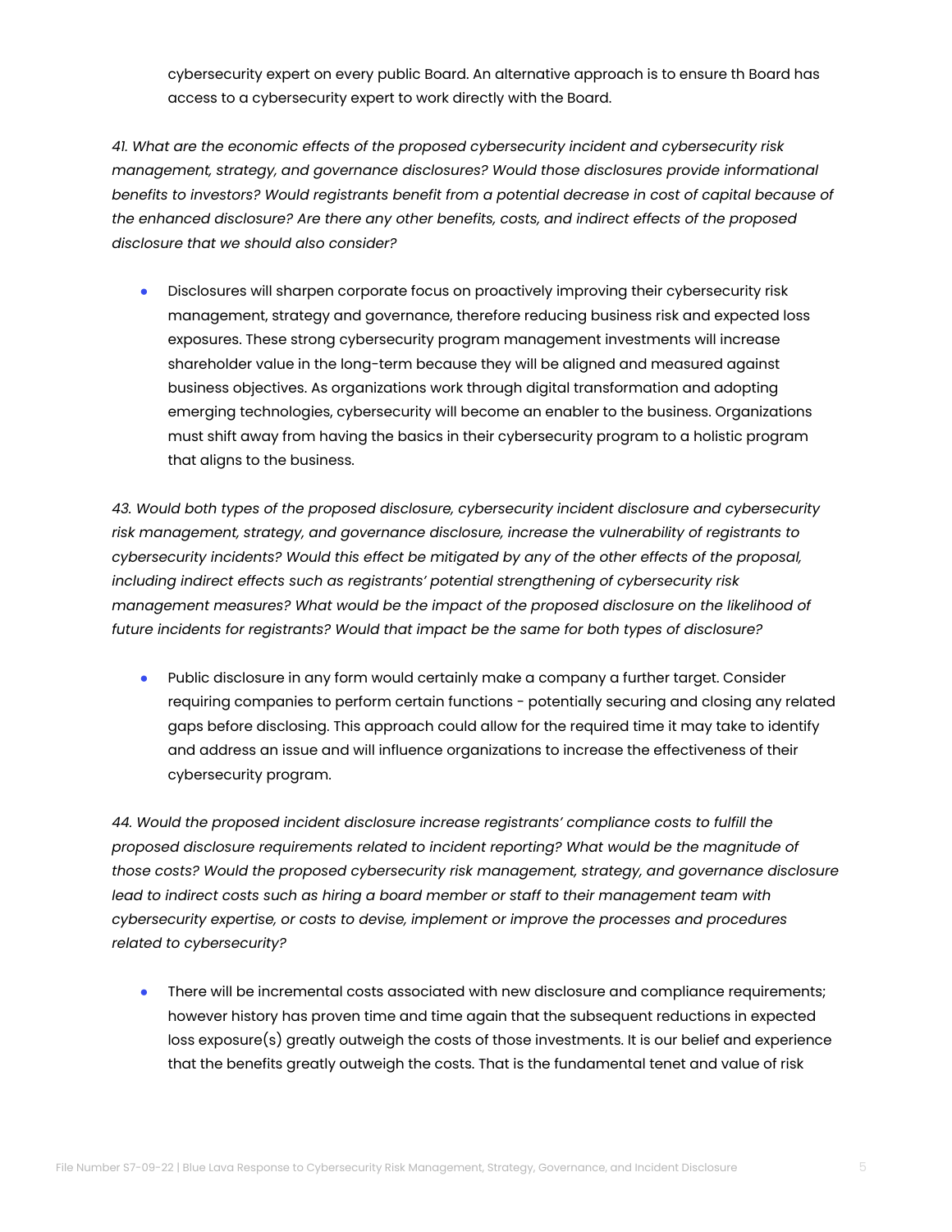cybersecurity expert on every public Board. An alternative approach is to ensure th Board has access to a cybersecurity expert to work directly with the Board.

*41. What are the economic effects of the proposed cybersecurity incident and cybersecurity risk management, strategy, and governance disclosures? Would those disclosures provide informational benefits to investors? Would registrants benefit from a potential decrease in cost of capital because of the enhanced disclosure? Are there any other benefits, costs, and indirect effects of the proposed disclosure that we should also consider?*

- Disclosures will sharpen corporate focus on proactively improving their cybersecurity risk management, strategy and governance, therefore reducing business risk and expected loss exposures. These strong cybersecurity program management investments will increase shareholder value in the long-term because they will be aligned and measured against business objectives. As organizations work through digital transformation and adopting emerging technologies, cybersecurity will become an enabler to the business. Organizations must shift away from having the basics in their cybersecurity program to a holistic program that aligns to the business.

*43. Would both types of the proposed disclosure, cybersecurity incident disclosure and cybersecurity risk management, strategy, and governance disclosure, increase the vulnerability of registrants to cybersecurity incidents? Would this effect be mitigated by any of the other effects of the proposal, including indirect effects such as registrants' potential strengthening of cybersecurity risk management measures? What would be the impact of the proposed disclosure on the likelihood of future incidents for registrants? Would that impact be the same for both types of disclosure?*

- Public disclosure in any form would certainly make a company a further target. Consider requiring companies to perform certain functions - potentially securing and closing any related gaps before disclosing. This approach could allow for the required time it may take to identify and address an issue and will influence organizations to increase the effectiveness of their cybersecurity program.

*44. Would the proposed incident disclosure increase registrants' compliance costs to fulfill the proposed disclosure requirements related to incident reporting? What would be the magnitude of those costs? Would the proposed cybersecurity risk management, strategy, and governance disclosure lead to indirect costs such as hiring a board member or staff to their management team with cybersecurity expertise, or costs to devise, implement or improve the processes and procedures related to cybersecurity?*

- There will be incremental costs associated with new disclosure and compliance requirements; however history has proven time and time again that the subsequent reductions in expected loss exposure(s) greatly outweigh the costs of those investments. It is our belief and experience that the benefits greatly outweigh the costs. That is the fundamental tenet and value of risk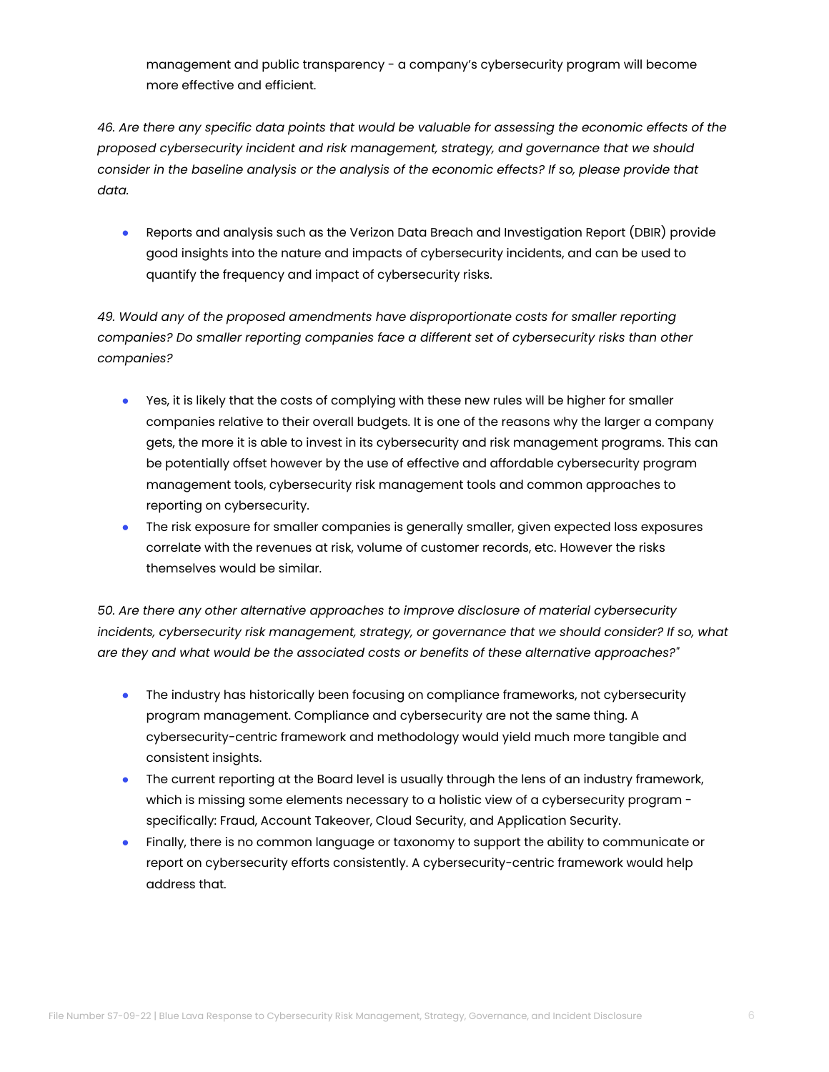management and public transparency - a company's cybersecurity program will become more effective and efficient.

*46. Are there any specific data points that would be valuable for assessing the economic effects of the proposed cybersecurity incident and risk management, strategy, and governance that we should consider in the baseline analysis or the analysis of the economic effects? If so, please provide that data.*

- Reports and analysis such as the Verizon Data Breach and Investigation Report (DBIR) provide good insights into the nature and impacts of cybersecurity incidents, and can be used to quantify the frequency and impact of cybersecurity risks.

*49. Would any of the proposed amendments have disproportionate costs for smaller reporting companies? Do smaller reporting companies face a different set of cybersecurity risks than other companies?*

- Yes, it is likely that the costs of complying with these new rules will be higher for smaller companies relative to their overall budgets. It is one of the reasons why the larger a company gets, the more it is able to invest in its cybersecurity and risk management programs. This can be potentially offset however by the use of effective and affordable cybersecurity program management tools, cybersecurity risk management tools and common approaches to reporting on cybersecurity.
- The risk exposure for smaller companies is generally smaller, given expected loss exposures correlate with the revenues at risk, volume of customer records, etc. However the risks themselves would be similar.

*50. Are there any other alternative approaches to improve disclosure of material cybersecurity incidents, cybersecurity risk management, strategy, or governance that we should consider? If so, what are they and what would be the associated costs or benefits of these alternative approaches?"*

- The industry has historically been focusing on compliance frameworks, not cybersecurity program management. Compliance and cybersecurity are not the same thing. A cybersecurity-centric framework and methodology would yield much more tangible and consistent insights.
- The current reporting at the Board level is usually through the lens of an industry framework, which is missing some elements necessary to a holistic view of a cybersecurity program - specifically: Fraud, Account Takeover, Cloud Security, and Application Security.
- Finally, there is no common language or taxonomy to support the ability to communicate or report on cybersecurity efforts consistently. A cybersecurity-centric framework would help address that.